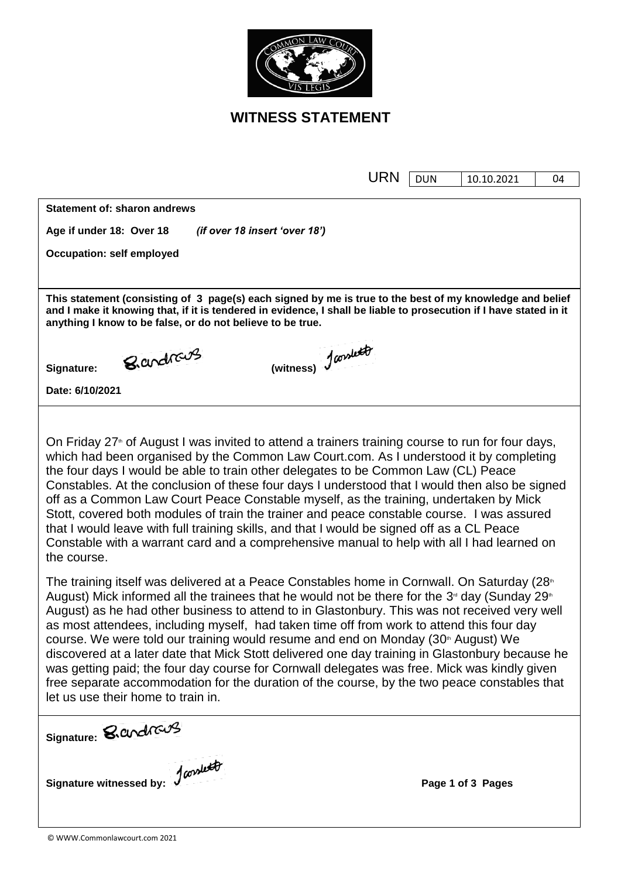# WITNESS STATEMENT

| URN | DUN | 10.10.2021 | 04 |
|---|---|---|---|

**Statement of: sharon andrews**

**Age if under 18: Over 18** *(if over 18 insert 'over 18')*

**Occupation: self employed**

**This statement (consisting of 3 page(s) each signed by me is true to the best of my knowledge and belief and I make it knowing that, if it is tendered in evidence, I shall be liable to prosecution if I have stated in it anything I know to be false, or do not believe to be true.**

**Signature:** S.andrews **(witness)** Jcorslett

**Date: 6/10/2021**

On Friday 27th of August I was invited to attend a trainers training course to run for four days, which had been organised by the Common Law Court.com. As I understood it by completing the four days I would be able to train other delegates to be Common Law (CL) Peace Constables. At the conclusion of these four days I understood that I would then also be signed off as a Common Law Court Peace Constable myself, as the training, undertaken by Mick Stott, covered both modules of train the trainer and peace constable course. I was assured that I would leave with full training skills, and that I would be signed off as a CL Peace Constable with a warrant card and a comprehensive manual to help with all I had learned on the course.

The training itself was delivered at a Peace Constables home in Cornwall. On Saturday (28th August) Mick informed all the trainees that he would not be there for the 3rd day (Sunday 29th August) as he had other business to attend to in Glastonbury. This was not received very well as most attendees, including myself, had taken time off from work to attend this four day course. We were told our training would resume and end on Monday (30th August) We discovered at a later date that Mick Stott delivered one day training in Glastonbury because he was getting paid; the four day course for Cornwall delegates was free. Mick was kindly given free separate accommodation for the duration of the course, by the two peace constables that let us use their home to train in.

**Signature:** S.andrews

**Signature witnessed by:** Jcorslett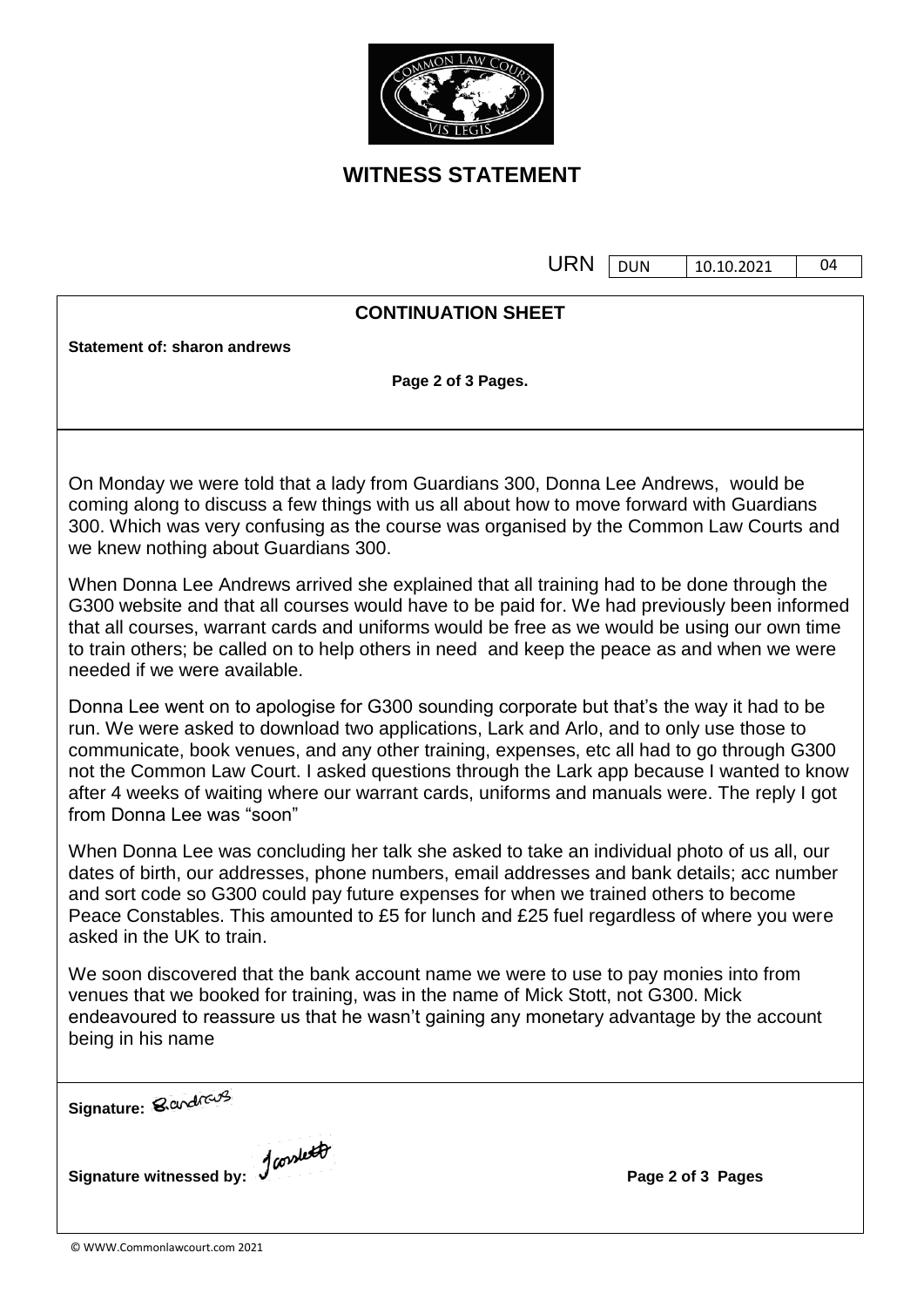# WITNESS STATEMENT

| URN | DUN | 10.10.2021 | 04 |
|---|---|---|---|

**CONTINUATION SHEET**

**Statement of: sharon andrews**

On Monday we were told that a lady from Guardians 300, Donna Lee Andrews, would be coming along to discuss a few things with us all about how to move forward with Guardians 300. Which was very confusing as the course was organised by the Common Law Courts and we knew nothing about Guardians 300.

When Donna Lee Andrews arrived she explained that all training had to be done through the G300 website and that all courses would have to be paid for. We had previously been informed that all courses, warrant cards and uniforms would be free as we would be using our own time to train others; be called on to help others in need and keep the peace as and when we were needed if we were available.

Donna Lee went on to apologise for G300 sounding corporate but that's the way it had to be run. We were asked to download two applications, Lark and Arlo, and to only use those to communicate, book venues, and any other training, expenses, etc all had to go through G300 not the Common Law Court. I asked questions through the Lark app because I wanted to know after 4 weeks of waiting where our warrant cards, uniforms and manuals were. The reply I got from Donna Lee was "soon"

When Donna Lee was concluding her talk she asked to take an individual photo of us all, our dates of birth, our addresses, phone numbers, email addresses and bank details; acc number and sort code so G300 could pay future expenses for when we trained others to become Peace Constables. This amounted to £5 for lunch and £25 fuel regardless of where you were asked in the UK to train.

We soon discovered that the bank account name we were to use to pay monies into from venues that we booked for training, was in the name of Mick Stott, not G300. Mick endeavoured to reassure us that he wasn't gaining any monetary advantage by the account being in his name

**Signature:** B.andrews

**Signature witnessed by:** J corslett

© WWW.Commonlawcourt.com 2021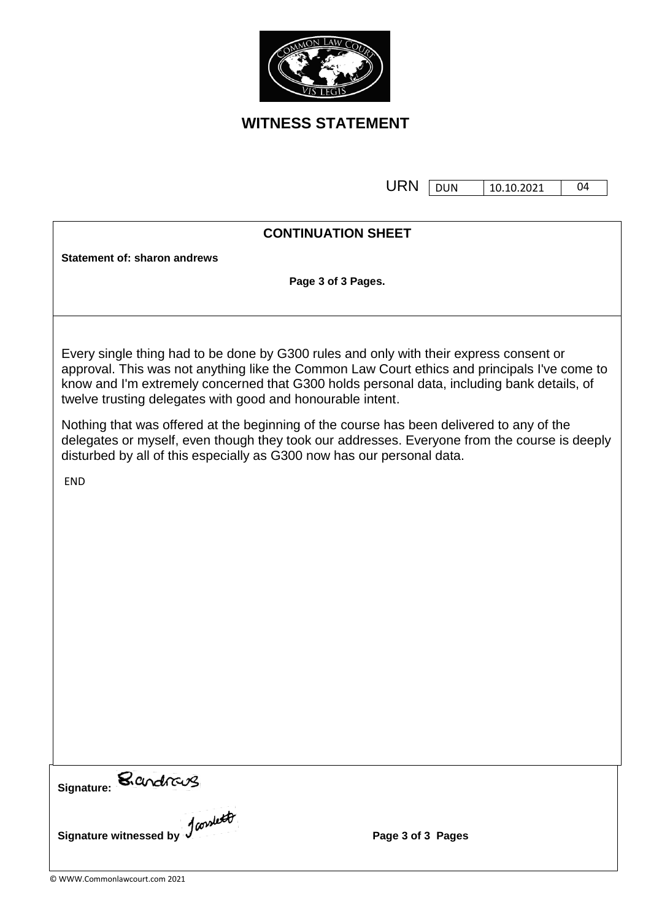# WITNESS STATEMENT

| URN | | | |
|---|---|---|---|
| | DUN | 10.10.2021 | 04 |

## CONTINUATION SHEET

**Statement of: sharon andrews**

Every single thing had to be done by G300 rules and only with their express consent or approval. This was not anything like the Common Law Court ethics and principals I've come to know and I'm extremely concerned that G300 holds personal data, including bank details, of twelve trusting delegates with good and honourable intent.

Nothing that was offered at the beginning of the course has been delivered to any of the delegates or myself, even though they took our addresses. Everyone from the course is deeply disturbed by all of this especially as G300 now has our personal data.

END

**Signature:** S.andrews

**Signature witnessed by** J corslett

© WWW.Commonlawcourt.com 2021